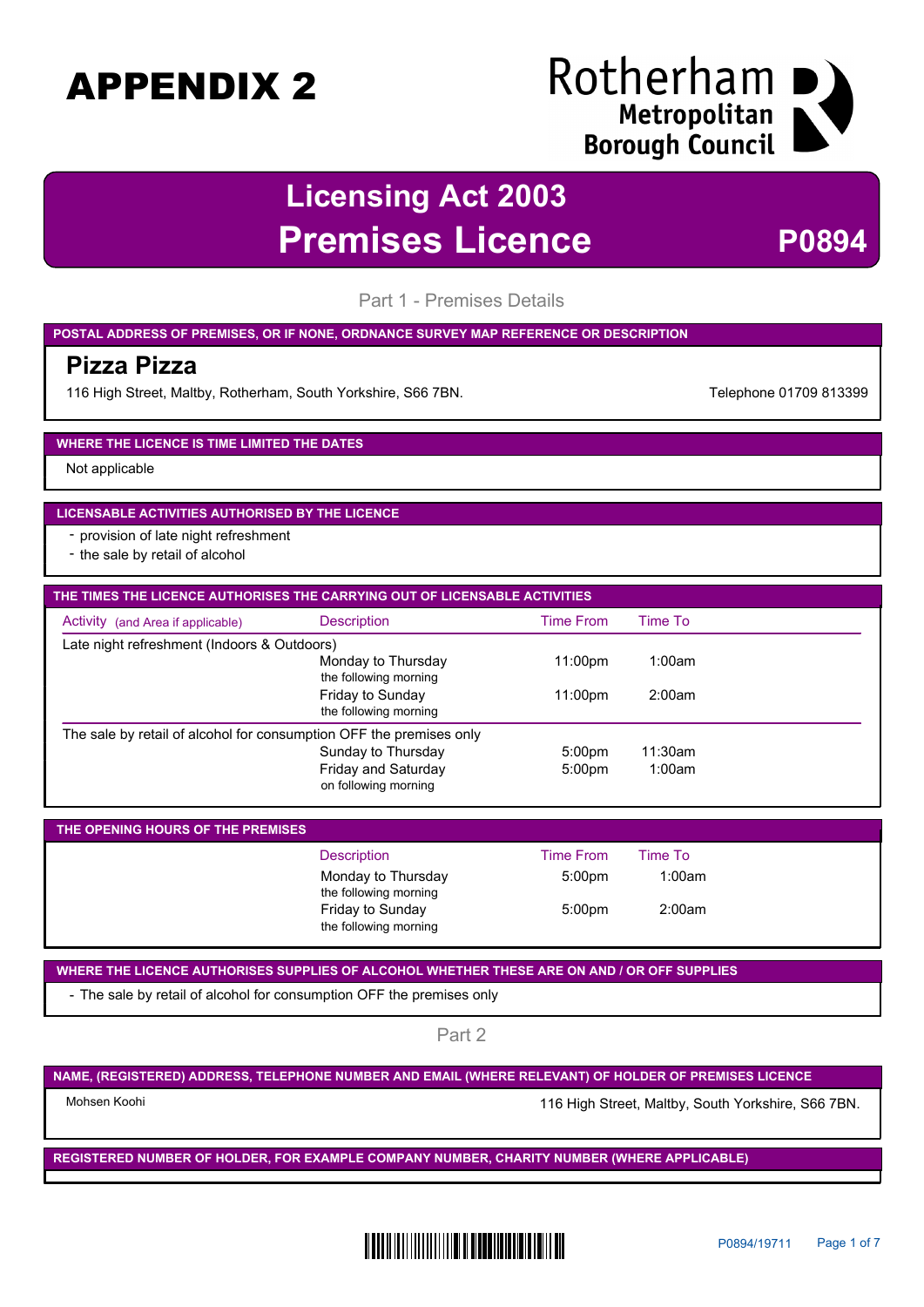# APPENDIX 2

Rotherham Metropolitan Borough Council

## Licensing Act 2003
## Premises Licence — P0894

### Part 1 - Premises Details

**POSTAL ADDRESS OF PREMISES, OR IF NONE, ORDNANCE SURVEY MAP REFERENCE OR DESCRIPTION**

**Pizza Pizza**

116 High Street, Maltby, Rotherham, South Yorkshire, S66 7BN.

Telephone 01709 813399

**WHERE THE LICENCE IS TIME LIMITED THE DATES**

Not applicable

**LICENSABLE ACTIVITIES AUTHORISED BY THE LICENCE**

- provision of late night refreshment
- the sale by retail of alcohol

**THE TIMES THE LICENCE AUTHORISES THE CARRYING OUT OF LICENSABLE ACTIVITIES**

| Activity (and Area if applicable) | Description | Time From | Time To |
|---|---|---|---|
| Late night refreshment (Indoors & Outdoors) | | | |
| | Monday to Thursday the following morning | 11:00pm | 1:00am |
| | Friday to Sunday the following morning | 11:00pm | 2:00am |
| The sale by retail of alcohol for consumption OFF the premises only | | | |
| | Sunday to Thursday | 5:00pm | 11:30am |
| | Friday and Saturday on following morning | 5:00pm | 1:00am |

**THE OPENING HOURS OF THE PREMISES**

| Description | Time From | Time To |
|---|---|---|
| Monday to Thursday the following morning | 5:00pm | 1:00am |
| Friday to Sunday the following morning | 5:00pm | 2:00am |

**WHERE THE LICENCE AUTHORISES SUPPLIES OF ALCOHOL WHETHER THESE ARE ON AND / OR OFF SUPPLIES**

- The sale by retail of alcohol for consumption OFF the premises only

### Part 2

**NAME, (REGISTERED) ADDRESS, TELEPHONE NUMBER AND EMAIL (WHERE RELEVANT) OF HOLDER OF PREMISES LICENCE**

Mohsen Koohi

116 High Street, Maltby, South Yorkshire, S66 7BN.

**REGISTERED NUMBER OF HOLDER, FOR EXAMPLE COMPANY NUMBER, CHARITY NUMBER (WHERE APPLICABLE)**

P0894/19711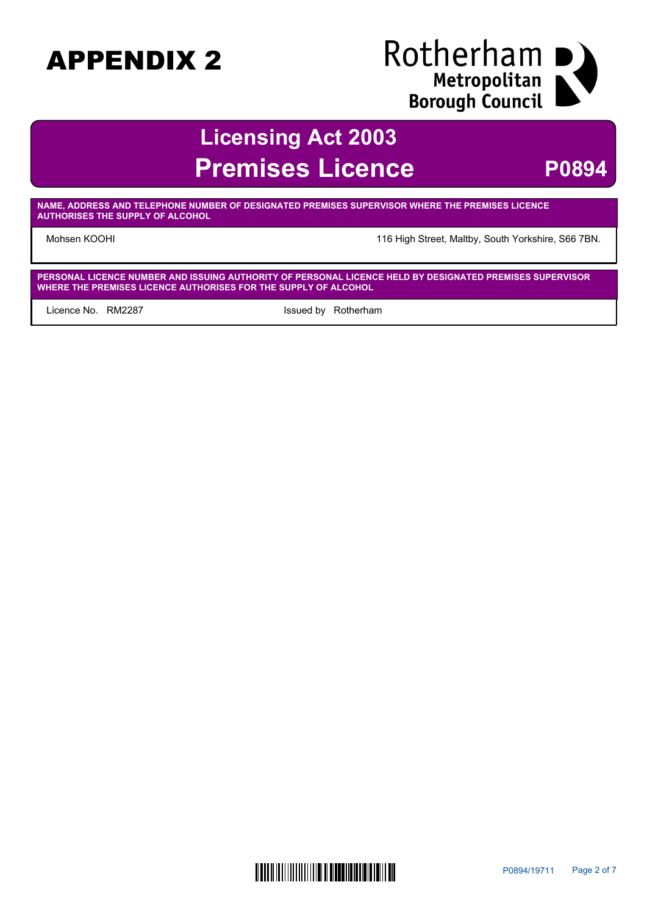# APPENDIX 2

Rotherham Metropolitan Borough Council

## Licensing Act 2003
## Premises Licence **P0894**

| NAME, ADDRESS AND TELEPHONE NUMBER OF DESIGNATED PREMISES SUPERVISOR WHERE THE PREMISES LICENCE AUTHORISES THE SUPPLY OF ALCOHOL | |
|---|---|
| Mohsen KOOHI | 116 High Street, Maltby, South Yorkshire, S66 7BN. |

| PERSONAL LICENCE NUMBER AND ISSUING AUTHORITY OF PERSONAL LICENCE HELD BY DESIGNATED PREMISES SUPERVISOR WHERE THE PREMISES LICENCE AUTHORISES FOR THE SUPPLY OF ALCOHOL | |
|---|---|
| Licence No. RM2287 | Issued by Rotherham |

P0894/19711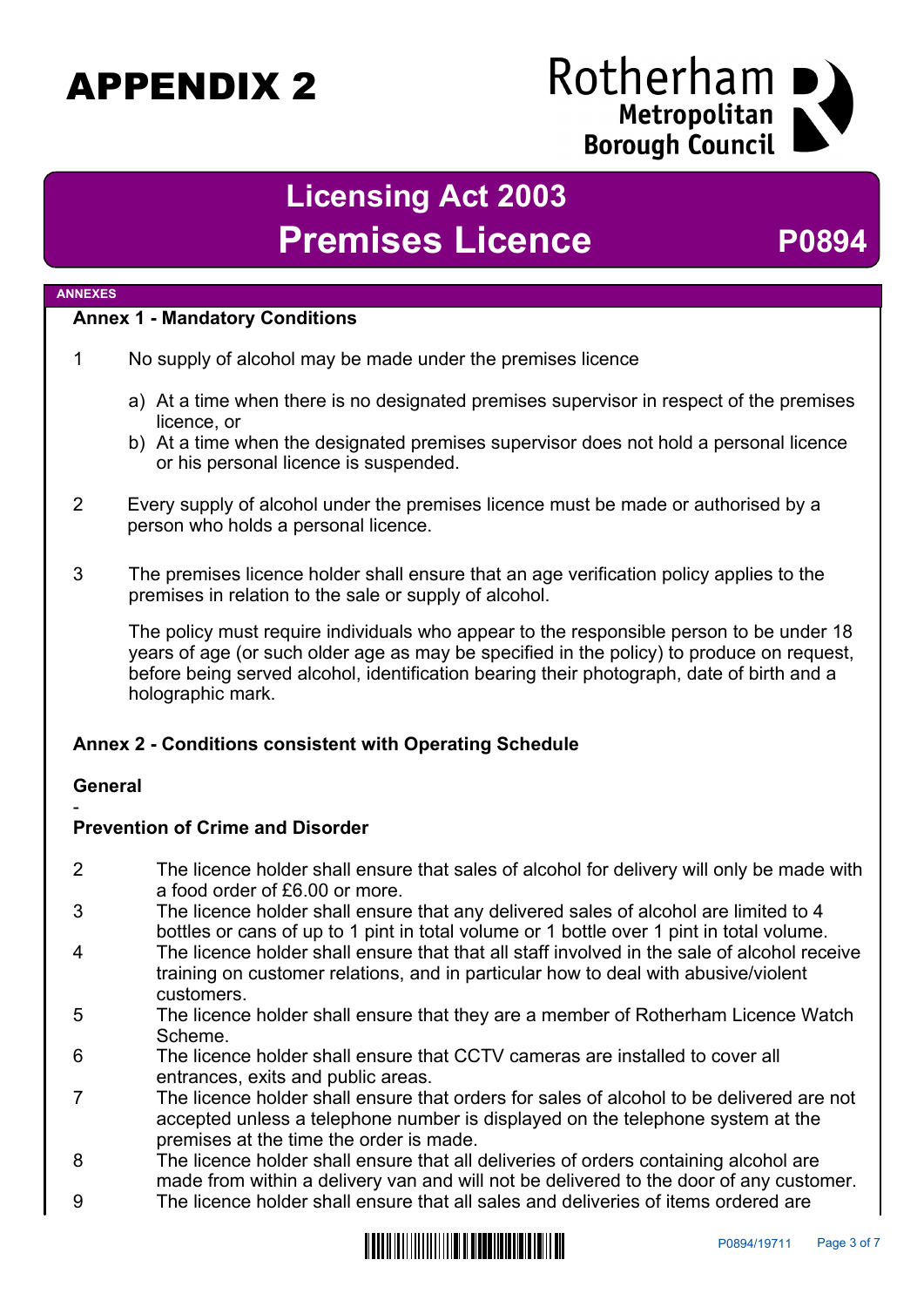# APPENDIX 2

Rotherham Metropolitan Borough Council

## Licensing Act 2003
## Premises Licence P0894

**ANNEXES**

### Annex 1 - Mandatory Conditions

1. No supply of alcohol may be made under the premises licence

   a) At a time when there is no designated premises supervisor in respect of the premises licence, or
   b) At a time when the designated premises supervisor does not hold a personal licence or his personal licence is suspended.

2. Every supply of alcohol under the premises licence must be made or authorised by a person who holds a personal licence.

3. The premises licence holder shall ensure that an age verification policy applies to the premises in relation to the sale or supply of alcohol.

   The policy must require individuals who appear to the responsible person to be under 18 years of age (or such older age as may be specified in the policy) to produce on request, before being served alcohol, identification bearing their photograph, date of birth and a holographic mark.

### Annex 2 - Conditions consistent with Operating Schedule

**General**

-

**Prevention of Crime and Disorder**

2. The licence holder shall ensure that sales of alcohol for delivery will only be made with a food order of £6.00 or more.
3. The licence holder shall ensure that any delivered sales of alcohol are limited to 4 bottles or cans of up to 1 pint in total volume or 1 bottle over 1 pint in total volume.
4. The licence holder shall ensure that that all staff involved in the sale of alcohol receive training on customer relations, and in particular how to deal with abusive/violent customers.
5. The licence holder shall ensure that they are a member of Rotherham Licence Watch Scheme.
6. The licence holder shall ensure that CCTV cameras are installed to cover all entrances, exits and public areas.
7. The licence holder shall ensure that orders for sales of alcohol to be delivered are not accepted unless a telephone number is displayed on the telephone system at the premises at the time the order is made.
8. The licence holder shall ensure that all deliveries of orders containing alcohol are made from within a delivery van and will not be delivered to the door of any customer.
9. The licence holder shall ensure that all sales and deliveries of items ordered are

P0894/19711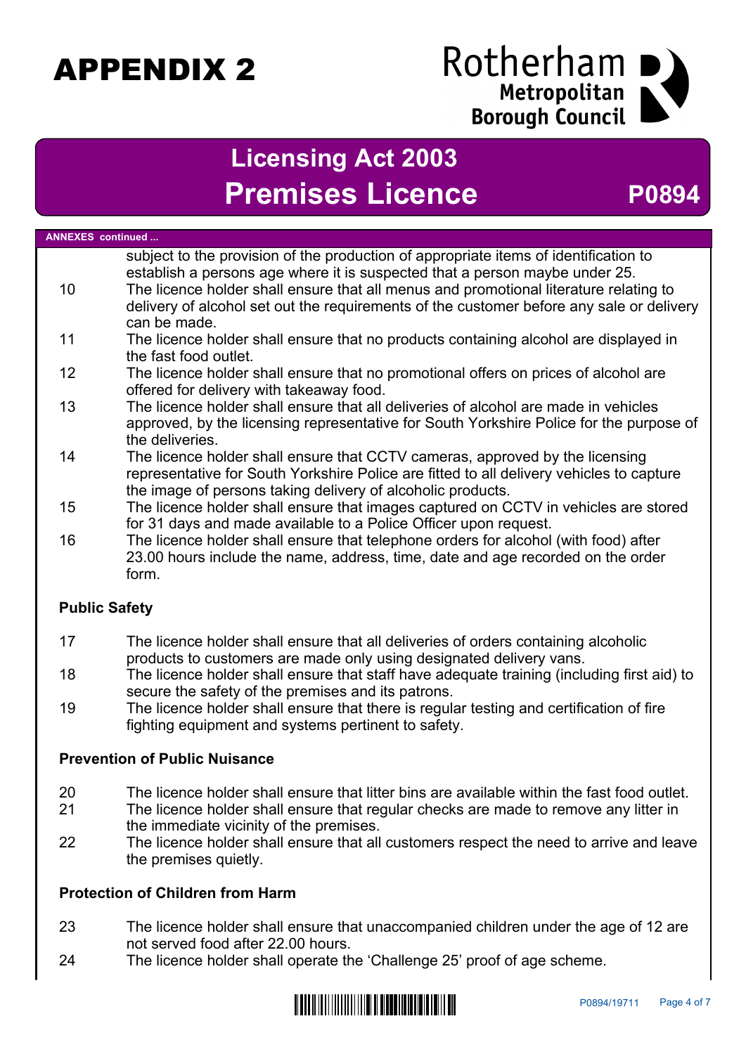# APPENDIX 2

Rotherham Metropolitan Borough Council

## Licensing Act 2003
## Premises Licence P0894

**ANNEXES continued ...**

subject to the provision of the production of appropriate items of identification to establish a persons age where it is suspected that a person maybe under 25.

10 The licence holder shall ensure that all menus and promotional literature relating to delivery of alcohol set out the requirements of the customer before any sale or delivery can be made.

11 The licence holder shall ensure that no products containing alcohol are displayed in the fast food outlet.

12 The licence holder shall ensure that no promotional offers on prices of alcohol are offered for delivery with takeaway food.

13 The licence holder shall ensure that all deliveries of alcohol are made in vehicles approved, by the licensing representative for South Yorkshire Police for the purpose of the deliveries.

14 The licence holder shall ensure that CCTV cameras, approved by the licensing representative for South Yorkshire Police are fitted to all delivery vehicles to capture the image of persons taking delivery of alcoholic products.

15 The licence holder shall ensure that images captured on CCTV in vehicles are stored for 31 days and made available to a Police Officer upon request.

16 The licence holder shall ensure that telephone orders for alcohol (with food) after 23.00 hours include the name, address, time, date and age recorded on the order form.

**Public Safety**

17 The licence holder shall ensure that all deliveries of orders containing alcoholic products to customers are made only using designated delivery vans.

18 The licence holder shall ensure that staff have adequate training (including first aid) to secure the safety of the premises and its patrons.

19 The licence holder shall ensure that there is regular testing and certification of fire fighting equipment and systems pertinent to safety.

**Prevention of Public Nuisance**

20 The licence holder shall ensure that litter bins are available within the fast food outlet.

21 The licence holder shall ensure that regular checks are made to remove any litter in the immediate vicinity of the premises.

22 The licence holder shall ensure that all customers respect the need to arrive and leave the premises quietly.

**Protection of Children from Harm**

23 The licence holder shall ensure that unaccompanied children under the age of 12 are not served food after 22.00 hours.

24 The licence holder shall operate the 'Challenge 25' proof of age scheme.

P0894/19711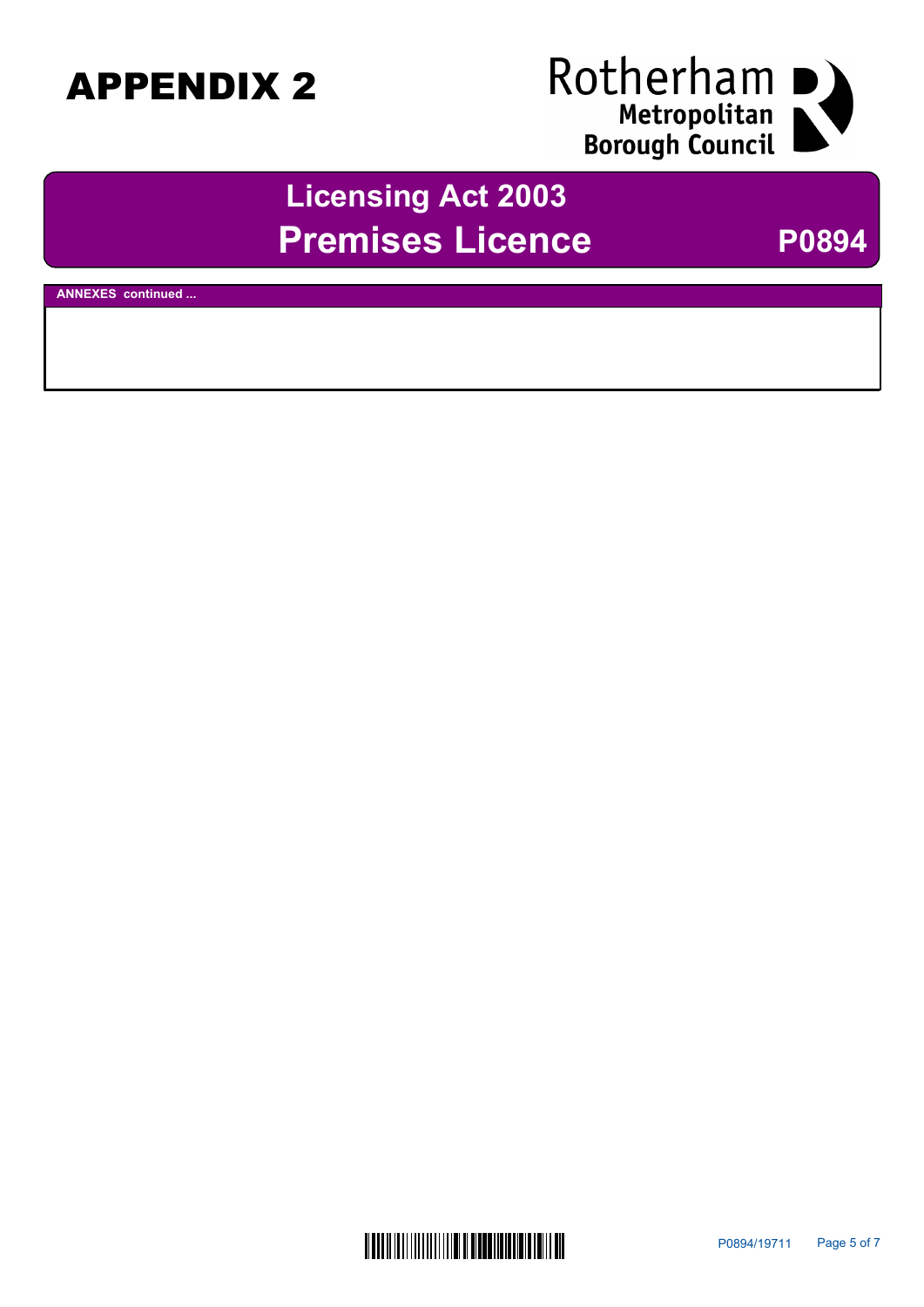# APPENDIX 2

Rotherham Metropolitan Borough Council

## Licensing Act 2003
## Premises Licence **P0894**

**ANNEXES continued ...**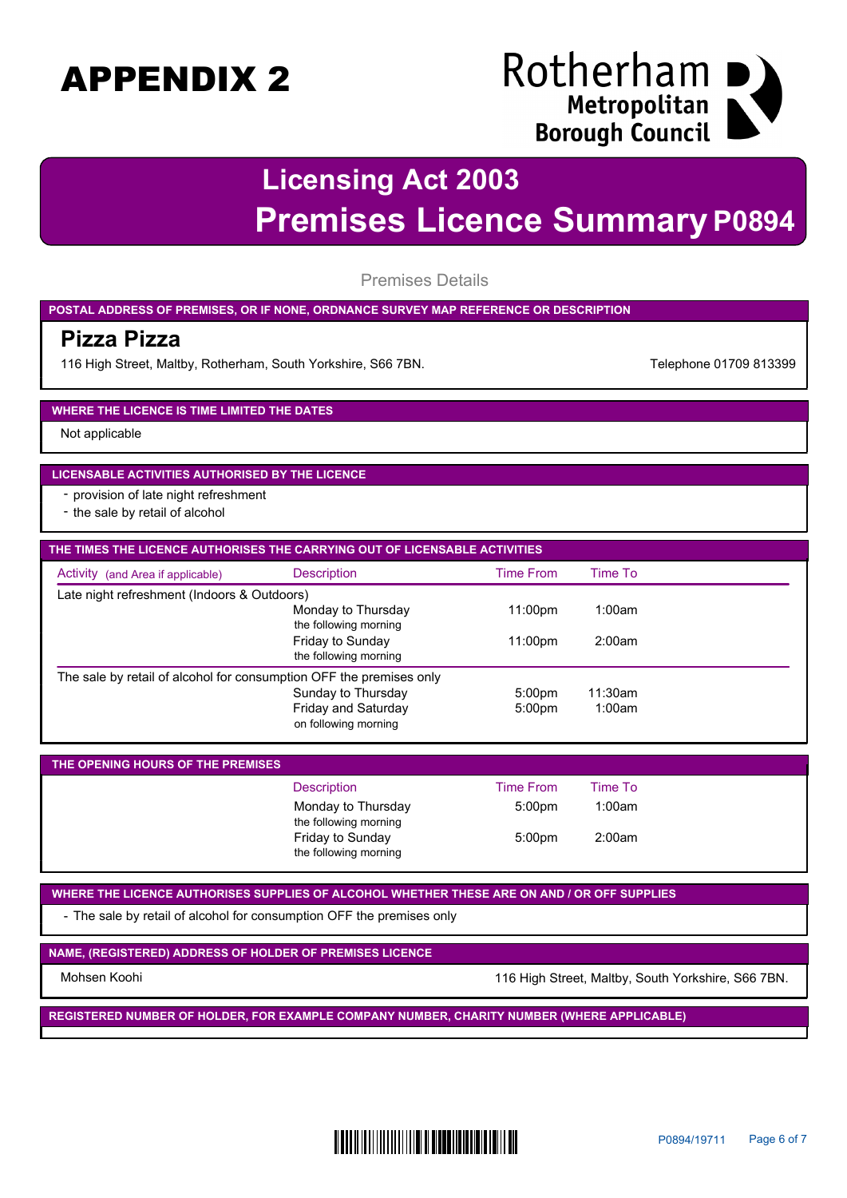# APPENDIX 2

Rotherham Metropolitan Borough Council

# Licensing Act 2003

# Premises Licence Summary P0894

## Premises Details

**POSTAL ADDRESS OF PREMISES, OR IF NONE, ORDNANCE SURVEY MAP REFERENCE OR DESCRIPTION**

**Pizza Pizza**

116 High Street, Maltby, Rotherham, South Yorkshire, S66 7BN.

Telephone 01709 813399

**WHERE THE LICENCE IS TIME LIMITED THE DATES**

Not applicable

**LICENSABLE ACTIVITIES AUTHORISED BY THE LICENCE**

- provision of late night refreshment
- the sale by retail of alcohol

**THE TIMES THE LICENCE AUTHORISES THE CARRYING OUT OF LICENSABLE ACTIVITIES**

| Activity (and Area if applicable) | Description | Time From | Time To |
|---|---|---|---|
| Late night refreshment (Indoors & Outdoors) | | | |
| | Monday to Thursday the following morning | 11:00pm | 1:00am |
| | Friday to Sunday the following morning | 11:00pm | 2:00am |
| The sale by retail of alcohol for consumption OFF the premises only | | | |
| | Sunday to Thursday | 5:00pm | 11:30am |
| | Friday and Saturday on following morning | 5:00pm | 1:00am |

**THE OPENING HOURS OF THE PREMISES**

| Description | Time From | Time To |
|---|---|---|
| Monday to Thursday the following morning | 5:00pm | 1:00am |
| Friday to Sunday the following morning | 5:00pm | 2:00am |

**WHERE THE LICENCE AUTHORISES SUPPLIES OF ALCOHOL WHETHER THESE ARE ON AND / OR OFF SUPPLIES**

- The sale by retail of alcohol for consumption OFF the premises only

**NAME, (REGISTERED) ADDRESS OF HOLDER OF PREMISES LICENCE**

Mohsen Koohi — 116 High Street, Maltby, South Yorkshire, S66 7BN.

**REGISTERED NUMBER OF HOLDER, FOR EXAMPLE COMPANY NUMBER, CHARITY NUMBER (WHERE APPLICABLE)**

P0894/19711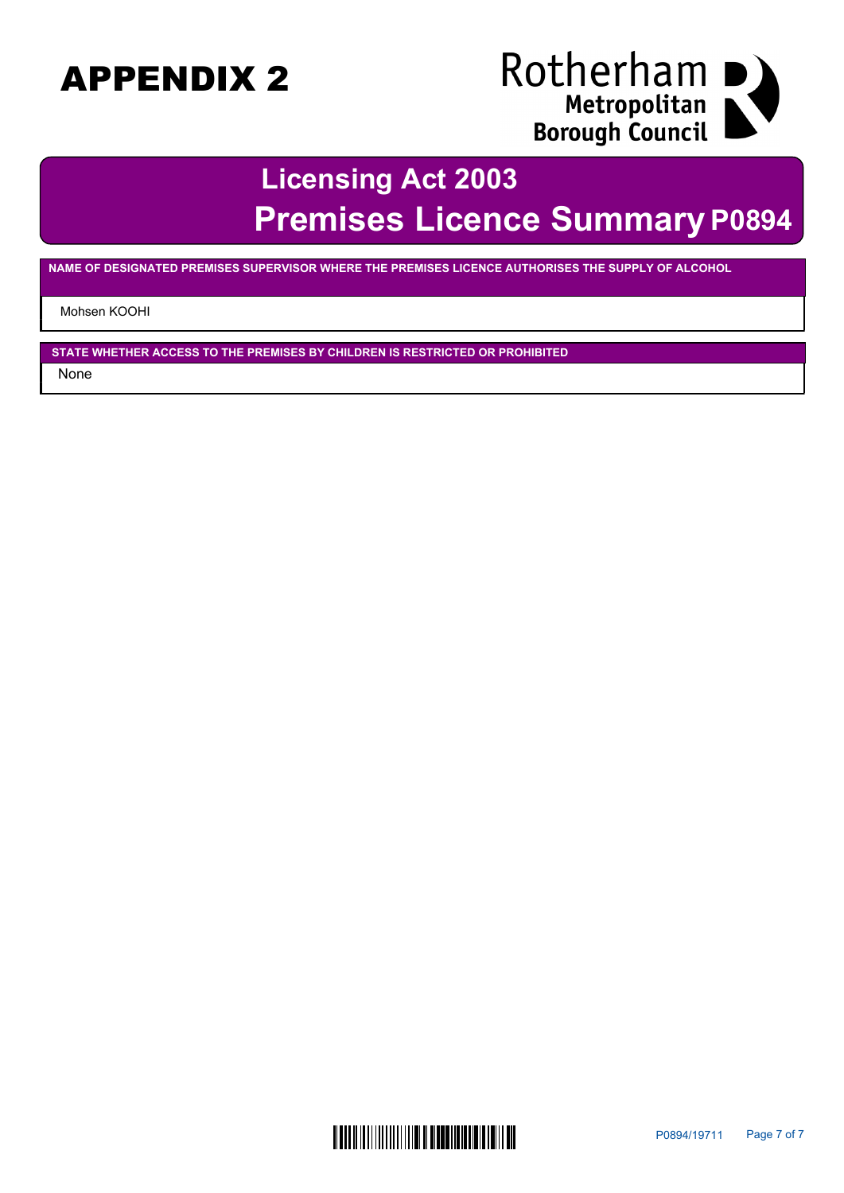# APPENDIX 2

Rotherham Metropolitan Borough Council

## Licensing Act 2003

## Premises Licence Summary P0894

**NAME OF DESIGNATED PREMISES SUPERVISOR WHERE THE PREMISES LICENCE AUTHORISES THE SUPPLY OF ALCOHOL**

Mohsen KOOHI

**STATE WHETHER ACCESS TO THE PREMISES BY CHILDREN IS RESTRICTED OR PROHIBITED**

None

P0894/19711